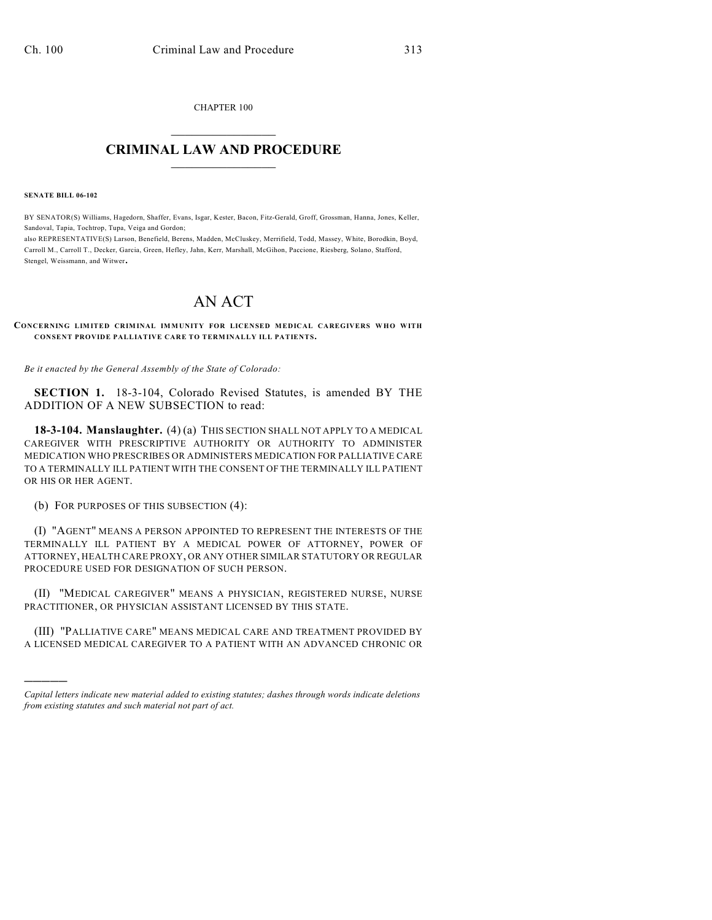CHAPTER 100

# CRIMINAL LAW AND PROCEDURE

**SENATE BILL 06-102**

BY SENATOR(S) Williams, Hagedorn, Shaffer, Evans, Isgar, Kester, Bacon, Fitz-Gerald, Groff, Grossman, Hanna, Jones, Keller, Sandoval, Tapia, Tochtrop, Tupa, Veiga and Gordon;
also REPRESENTATIVE(S) Larson, Benefield, Berens, Madden, McCluskey, Merrifield, Todd, Massey, White, Borodkin, Boyd, Carroll M., Carroll T., Decker, Garcia, Green, Hefley, Jahn, Kerr, Marshall, McGihon, Paccione, Riesberg, Solano, Stafford, Stengel, Weissmann, and Witwer.

## AN ACT

**CONCERNING LIMITED CRIMINAL IMMUNITY FOR LICENSED MEDICAL CAREGIVERS WHO WITH CONSENT PROVIDE PALLIATIVE CARE TO TERMINALLY ILL PATIENTS.**

*Be it enacted by the General Assembly of the State of Colorado:*

**SECTION 1.** 18-3-104, Colorado Revised Statutes, is amended BY THE ADDITION OF A NEW SUBSECTION to read:

**18-3-104. Manslaughter.** (4) (a) THIS SECTION SHALL NOT APPLY TO A MEDICAL CAREGIVER WITH PRESCRIPTIVE AUTHORITY OR AUTHORITY TO ADMINISTER MEDICATION WHO PRESCRIBES OR ADMINISTERS MEDICATION FOR PALLIATIVE CARE TO A TERMINALLY ILL PATIENT WITH THE CONSENT OF THE TERMINALLY ILL PATIENT OR HIS OR HER AGENT.

(b) FOR PURPOSES OF THIS SUBSECTION (4):

(I) "AGENT" MEANS A PERSON APPOINTED TO REPRESENT THE INTERESTS OF THE TERMINALLY ILL PATIENT BY A MEDICAL POWER OF ATTORNEY, POWER OF ATTORNEY, HEALTH CARE PROXY, OR ANY OTHER SIMILAR STATUTORY OR REGULAR PROCEDURE USED FOR DESIGNATION OF SUCH PERSON.

(II) "MEDICAL CAREGIVER" MEANS A PHYSICIAN, REGISTERED NURSE, NURSE PRACTITIONER, OR PHYSICIAN ASSISTANT LICENSED BY THIS STATE.

(III) "PALLIATIVE CARE" MEANS MEDICAL CARE AND TREATMENT PROVIDED BY A LICENSED MEDICAL CAREGIVER TO A PATIENT WITH AN ADVANCED CHRONIC OR

---

*Capital letters indicate new material added to existing statutes; dashes through words indicate deletions from existing statutes and such material not part of act.*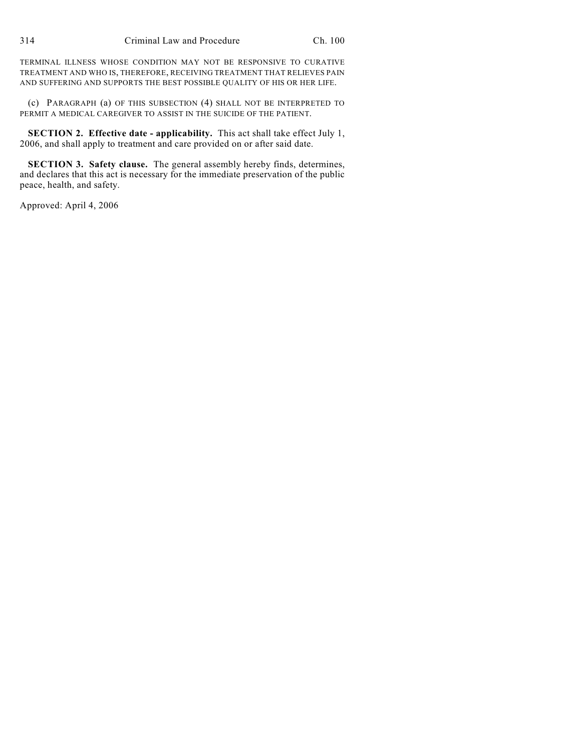TERMINAL ILLNESS WHOSE CONDITION MAY NOT BE RESPONSIVE TO CURATIVE TREATMENT AND WHO IS, THEREFORE, RECEIVING TREATMENT THAT RELIEVES PAIN AND SUFFERING AND SUPPORTS THE BEST POSSIBLE QUALITY OF HIS OR HER LIFE.

(c) PARAGRAPH (a) OF THIS SUBSECTION (4) SHALL NOT BE INTERPRETED TO PERMIT A MEDICAL CAREGIVER TO ASSIST IN THE SUICIDE OF THE PATIENT.

**SECTION 2. Effective date - applicability.** This act shall take effect July 1, 2006, and shall apply to treatment and care provided on or after said date.

**SECTION 3. Safety clause.** The general assembly hereby finds, determines, and declares that this act is necessary for the immediate preservation of the public peace, health, and safety.

Approved: April 4, 2006